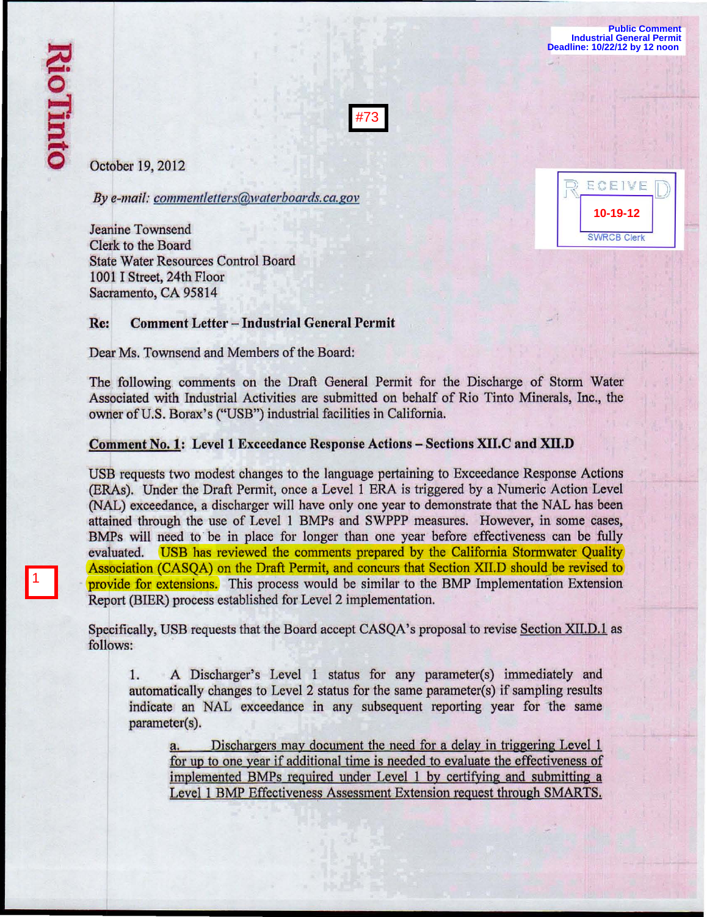Rio Tinto

Public Comment
Industrial General Permit
Deadline: 10/22/12 by 12 noon

#73

RECEIVED
10-19-12
SWRCB Clerk

October 19, 2012

*By e-mail: commentletters@waterboards.ca.gov*

Jeanine Townsend
Clerk to the Board
State Water Resources Control Board
1001 I Street, 24th Floor
Sacramento, CA 95814

**Re: Comment Letter – Industrial General Permit**

Dear Ms. Townsend and Members of the Board:

The following comments on the Draft General Permit for the Discharge of Storm Water Associated with Industrial Activities are submitted on behalf of Rio Tinto Minerals, Inc., the owner of U.S. Borax's ("USB") industrial facilities in California.

**Comment No. 1: Level 1 Exceedance Response Actions – Sections XII.C and XII.D**

1

USB requests two modest changes to the language pertaining to Exceedance Response Actions (ERAs). Under the Draft Permit, once a Level 1 ERA is triggered by a Numeric Action Level (NAL) exceedance, a discharger will have only one year to demonstrate that the NAL has been attained through the use of Level 1 BMPs and SWPPP measures. However, in some cases, BMPs will need to be in place for longer than one year before effectiveness can be fully evaluated. USB has reviewed the comments prepared by the California Stormwater Quality Association (CASQA) on the Draft Permit, and concurs that Section XII.D should be revised to provide for extensions. This process would be similar to the BMP Implementation Extension Report (BIER) process established for Level 2 implementation.

Specifically, USB requests that the Board accept CASQA's proposal to revise Section XII.D.1 as follows:

> 1. A Discharger's Level 1 status for any parameter(s) immediately and automatically changes to Level 2 status for the same parameter(s) if sampling results indicate an NAL exceedance in any subsequent reporting year for the same parameter(s).
>
>     a. Dischargers may document the need for a delay in triggering Level 1 for up to one year if additional time is needed to evaluate the effectiveness of implemented BMPs required under Level 1 by certifying and submitting a Level 1 BMP Effectiveness Assessment Extension request through SMARTS.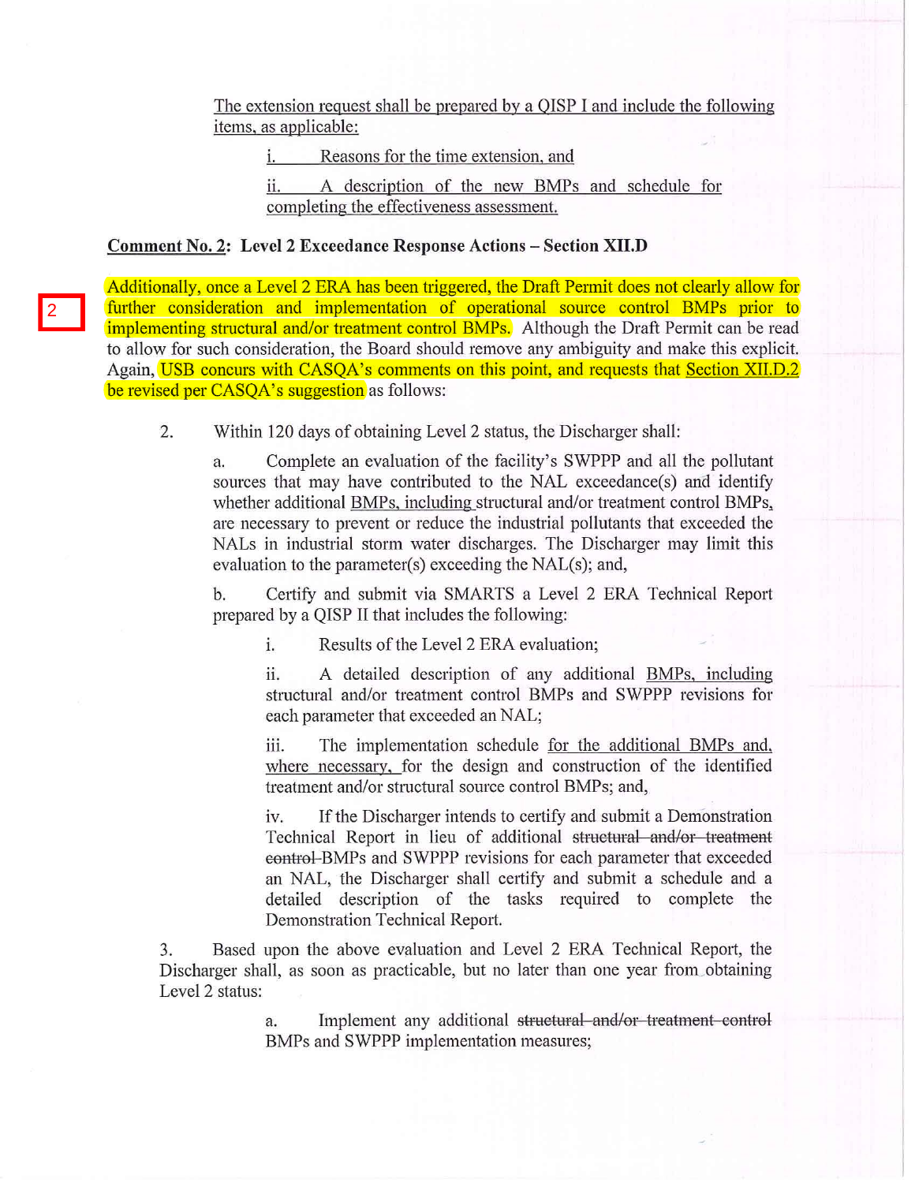The extension request shall be prepared by a QISP I and include the following items, as applicable:

i. Reasons for the time extension, and

ii. A description of the new BMPs and schedule for completing the effectiveness assessment.

**Comment No. 2: Level 2 Exceedance Response Actions – Section XII.D**

2

Additionally, once a Level 2 ERA has been triggered, the Draft Permit does not clearly allow for further consideration and implementation of operational source control BMPs prior to implementing structural and/or treatment control BMPs. Although the Draft Permit can be read to allow for such consideration, the Board should remove any ambiguity and make this explicit. Again, USB concurs with CASQA's comments on this point, and requests that Section XII.D.2 be revised per CASQA's suggestion as follows:

2. Within 120 days of obtaining Level 2 status, the Discharger shall:

   a. Complete an evaluation of the facility's SWPPP and all the pollutant sources that may have contributed to the NAL exceedance(s) and identify whether additional BMPs, including structural and/or treatment control BMPs, are necessary to prevent or reduce the industrial pollutants that exceeded the NALs in industrial storm water discharges. The Discharger may limit this evaluation to the parameter(s) exceeding the NAL(s); and,

   b. Certify and submit via SMARTS a Level 2 ERA Technical Report prepared by a QISP II that includes the following:

      i. Results of the Level 2 ERA evaluation;

      ii. A detailed description of any additional BMPs, including structural and/or treatment control BMPs and SWPPP revisions for each parameter that exceeded an NAL;

      iii. The implementation schedule for the additional BMPs and, where necessary, for the design and construction of the identified treatment and/or structural source control BMPs; and,

      iv. If the Discharger intends to certify and submit a Demonstration Technical Report in lieu of additional ~~structural and/or treatment control~~ BMPs and SWPPP revisions for each parameter that exceeded an NAL, the Discharger shall certify and submit a schedule and a detailed description of the tasks required to complete the Demonstration Technical Report.

3. Based upon the above evaluation and Level 2 ERA Technical Report, the Discharger shall, as soon as practicable, but no later than one year from obtaining Level 2 status:

   a. Implement any additional ~~structural and/or treatment control~~ BMPs and SWPPP implementation measures;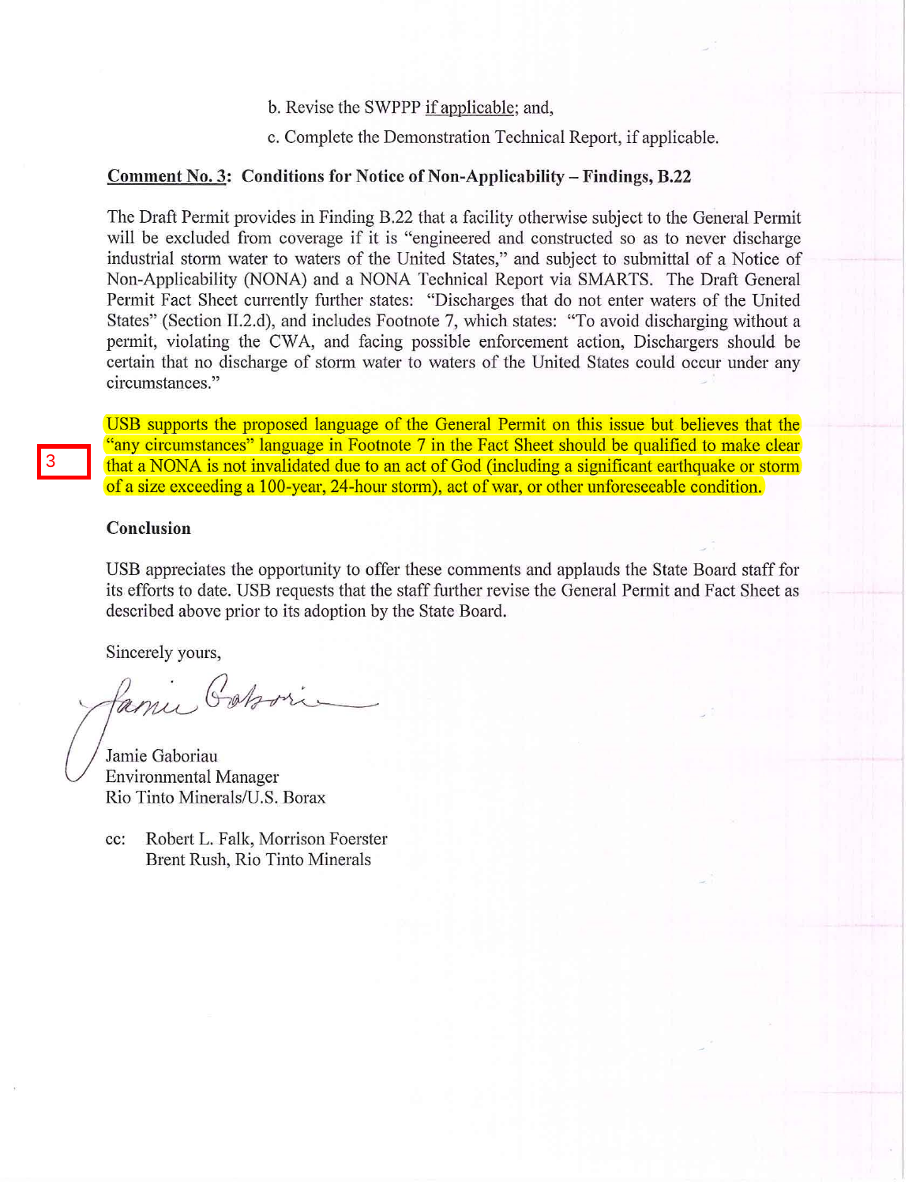b. Revise the SWPPP <u>if applicable</u>; and,

c. Complete the Demonstration Technical Report, if applicable.

**<u>Comment No. 3</u>: Conditions for Notice of Non-Applicability – Findings, B.22**

The Draft Permit provides in Finding B.22 that a facility otherwise subject to the General Permit will be excluded from coverage if it is "engineered and constructed so as to never discharge industrial storm water to waters of the United States," and subject to submittal of a Notice of Non-Applicability (NONA) and a NONA Technical Report via SMARTS. The Draft General Permit Fact Sheet currently further states: "Discharges that do not enter waters of the United States" (Section II.2.d), and includes Footnote 7, which states: "To avoid discharging without a permit, violating the CWA, and facing possible enforcement action, Dischargers should be certain that no discharge of storm water to waters of the United States could occur under any circumstances."

3

USB supports the proposed language of the General Permit on this issue but believes that the "any circumstances" language in Footnote 7 in the Fact Sheet should be qualified to make clear that a NONA is not invalidated due to an act of God (including a significant earthquake or storm of a size exceeding a 100-year, 24-hour storm), act of war, or other unforeseeable condition.

**Conclusion**

USB appreciates the opportunity to offer these comments and applauds the State Board staff for its efforts to date. USB requests that the staff further revise the General Permit and Fact Sheet as described above prior to its adoption by the State Board.

Sincerely yours,

Jamie Gaboriau
Environmental Manager
Rio Tinto Minerals/U.S. Borax

cc: Robert L. Falk, Morrison Foerster
Brent Rush, Rio Tinto Minerals